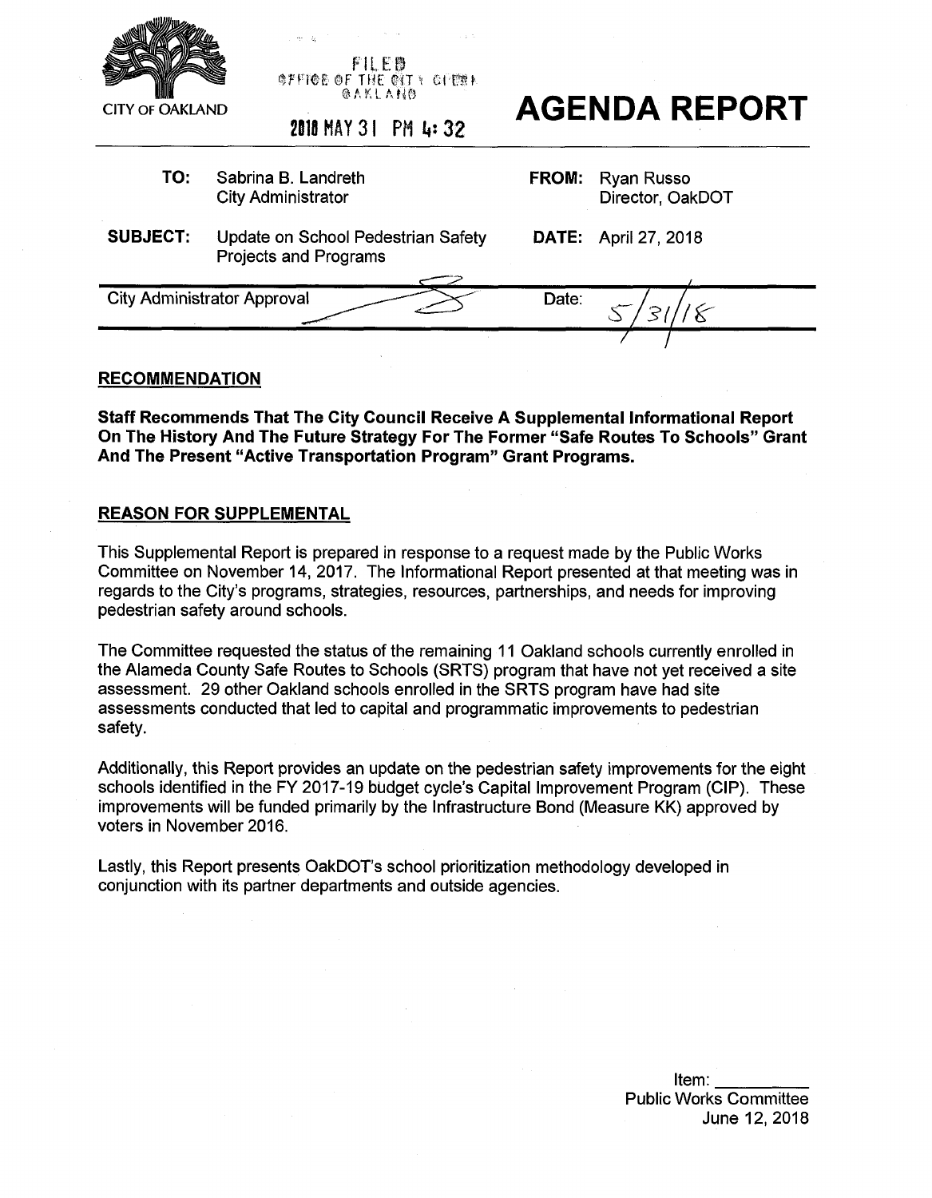CITY OF OAKLAND

FILED
OFFICE OF THE CITY CLERK
OAKLAND

2018 MAY 31 PM 4:32

# AGENDA REPORT

| | | | |
|---|---|---|---|
| **TO:** | Sabrina B. Landreth<br>City Administrator | **FROM:** | Ryan Russo<br>Director, OakDOT |
| **SUBJECT:** | Update on School Pedestrian Safety Projects and Programs | **DATE:** | April 27, 2018 |

| City Administrator Approval | | Date: | 5/31/18 |
|---|---|---|---|

## RECOMMENDATION

**Staff Recommends That The City Council Receive A Supplemental Informational Report On The History And The Future Strategy For The Former "Safe Routes To Schools" Grant And The Present "Active Transportation Program" Grant Programs.**

## REASON FOR SUPPLEMENTAL

This Supplemental Report is prepared in response to a request made by the Public Works Committee on November 14, 2017. The Informational Report presented at that meeting was in regards to the City's programs, strategies, resources, partnerships, and needs for improving pedestrian safety around schools.

The Committee requested the status of the remaining 11 Oakland schools currently enrolled in the Alameda County Safe Routes to Schools (SRTS) program that have not yet received a site assessment. 29 other Oakland schools enrolled in the SRTS program have had site assessments conducted that led to capital and programmatic improvements to pedestrian safety.

Additionally, this Report provides an update on the pedestrian safety improvements for the eight schools identified in the FY 2017-19 budget cycle's Capital Improvement Program (CIP). These improvements will be funded primarily by the Infrastructure Bond (Measure KK) approved by voters in November 2016.

Lastly, this Report presents OakDOT's school prioritization methodology developed in conjunction with its partner departments and outside agencies.

Item: ________
Public Works Committee
June 12, 2018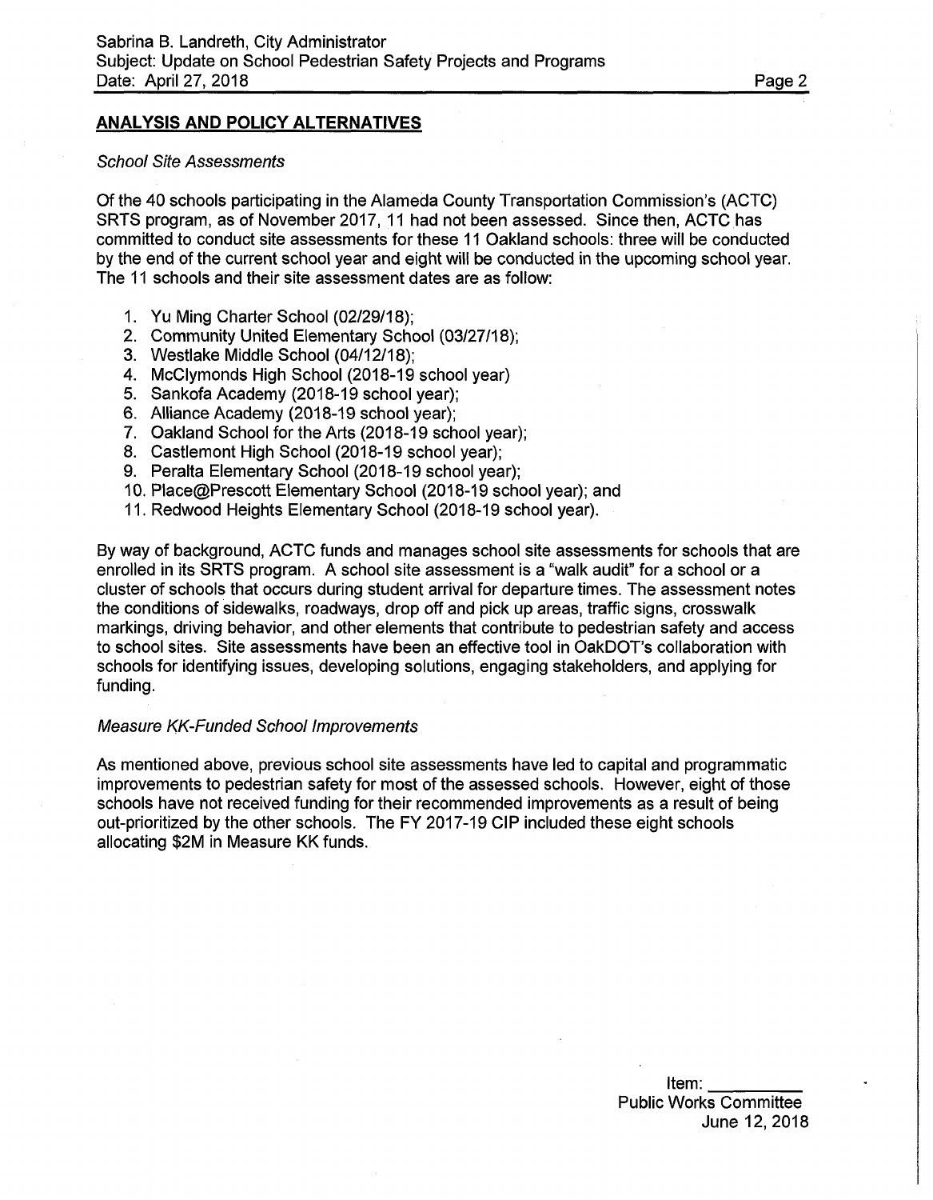## ANALYSIS AND POLICY ALTERNATIVES

*School Site Assessments*

Of the 40 schools participating in the Alameda County Transportation Commission's (ACTC) SRTS program, as of November 2017, 11 had not been assessed. Since then, ACTC has committed to conduct site assessments for these 11 Oakland schools: three will be conducted by the end of the current school year and eight will be conducted in the upcoming school year. The 11 schools and their site assessment dates are as follow:

1. Yu Ming Charter School (02/29/18);
2. Community United Elementary School (03/27/18);
3. Westlake Middle School (04/12/18);
4. McClymonds High School (2018-19 school year)
5. Sankofa Academy (2018-19 school year);
6. Alliance Academy (2018-19 school year);
7. Oakland School for the Arts (2018-19 school year);
8. Castlemont High School (2018-19 school year);
9. Peralta Elementary School (2018-19 school year);
10. Place@Prescott Elementary School (2018-19 school year); and
11. Redwood Heights Elementary School (2018-19 school year).

By way of background, ACTC funds and manages school site assessments for schools that are enrolled in its SRTS program. A school site assessment is a "walk audit" for a school or a cluster of schools that occurs during student arrival for departure times. The assessment notes the conditions of sidewalks, roadways, drop off and pick up areas, traffic signs, crosswalk markings, driving behavior, and other elements that contribute to pedestrian safety and access to school sites. Site assessments have been an effective tool in OakDOT's collaboration with schools for identifying issues, developing solutions, engaging stakeholders, and applying for funding.

*Measure KK-Funded School Improvements*

As mentioned above, previous school site assessments have led to capital and programmatic improvements to pedestrian safety for most of the assessed schools. However, eight of those schools have not received funding for their recommended improvements as a result of being out-prioritized by the other schools. The FY 2017-19 CIP included these eight schools allocating $2M in Measure KK funds.

Item: \_\_\_\_\_\_\_\_\_\_
Public Works Committee
June 12, 2018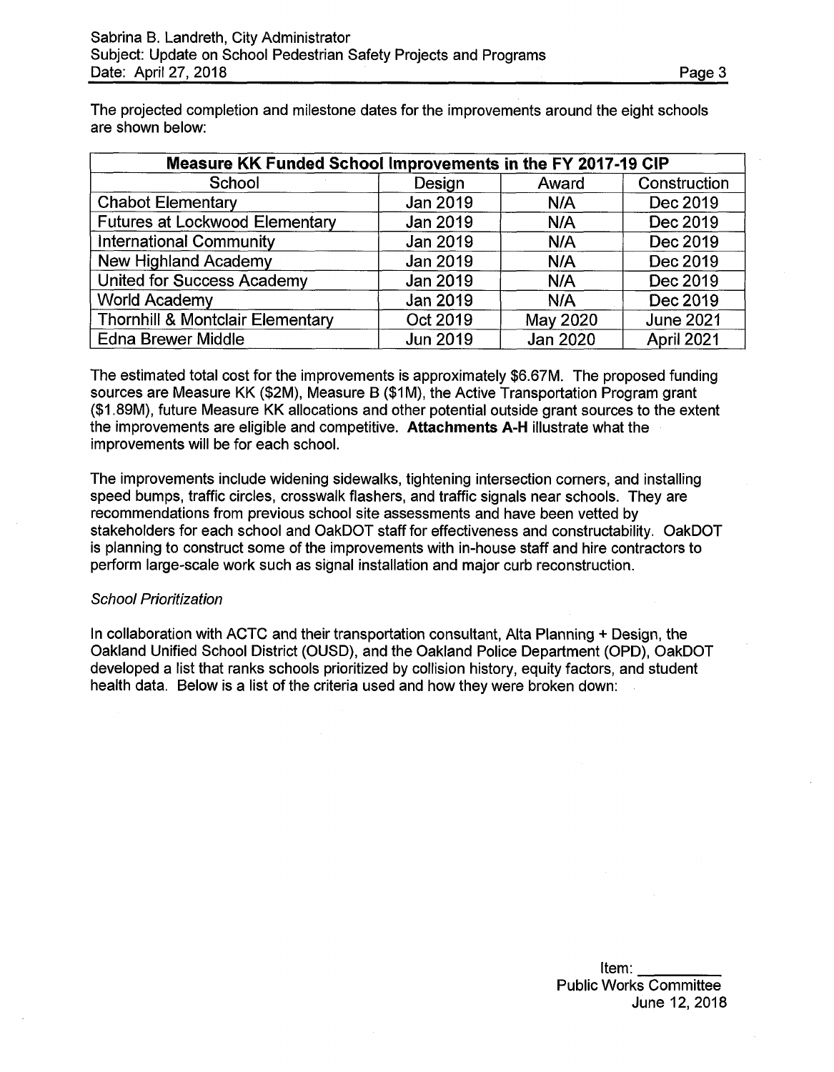The projected completion and milestone dates for the improvements around the eight schools are shown below:

| Measure KK Funded School Improvements in the FY 2017-19 CIP | | | |
|---|---|---|---|
| School | Design | Award | Construction |
| Chabot Elementary | Jan 2019 | N/A | Dec 2019 |
| Futures at Lockwood Elementary | Jan 2019 | N/A | Dec 2019 |
| International Community | Jan 2019 | N/A | Dec 2019 |
| New Highland Academy | Jan 2019 | N/A | Dec 2019 |
| United for Success Academy | Jan 2019 | N/A | Dec 2019 |
| World Academy | Jan 2019 | N/A | Dec 2019 |
| Thornhill & Montclair Elementary | Oct 2019 | May 2020 | June 2021 |
| Edna Brewer Middle | Jun 2019 | Jan 2020 | April 2021 |

The estimated total cost for the improvements is approximately $6.67M. The proposed funding sources are Measure KK ($2M), Measure B ($1M), the Active Transportation Program grant ($1.89M), future Measure KK allocations and other potential outside grant sources to the extent the improvements are eligible and competitive. **Attachments A-H** illustrate what the improvements will be for each school.

The improvements include widening sidewalks, tightening intersection corners, and installing speed bumps, traffic circles, crosswalk flashers, and traffic signals near schools. They are recommendations from previous school site assessments and have been vetted by stakeholders for each school and OakDOT staff for effectiveness and constructability. OakDOT is planning to construct some of the improvements with in-house staff and hire contractors to perform large-scale work such as signal installation and major curb reconstruction.

*School Prioritization*

In collaboration with ACTC and their transportation consultant, Alta Planning + Design, the Oakland Unified School District (OUSD), and the Oakland Police Department (OPD), OakDOT developed a list that ranks schools prioritized by collision history, equity factors, and student health data. Below is a list of the criteria used and how they were broken down: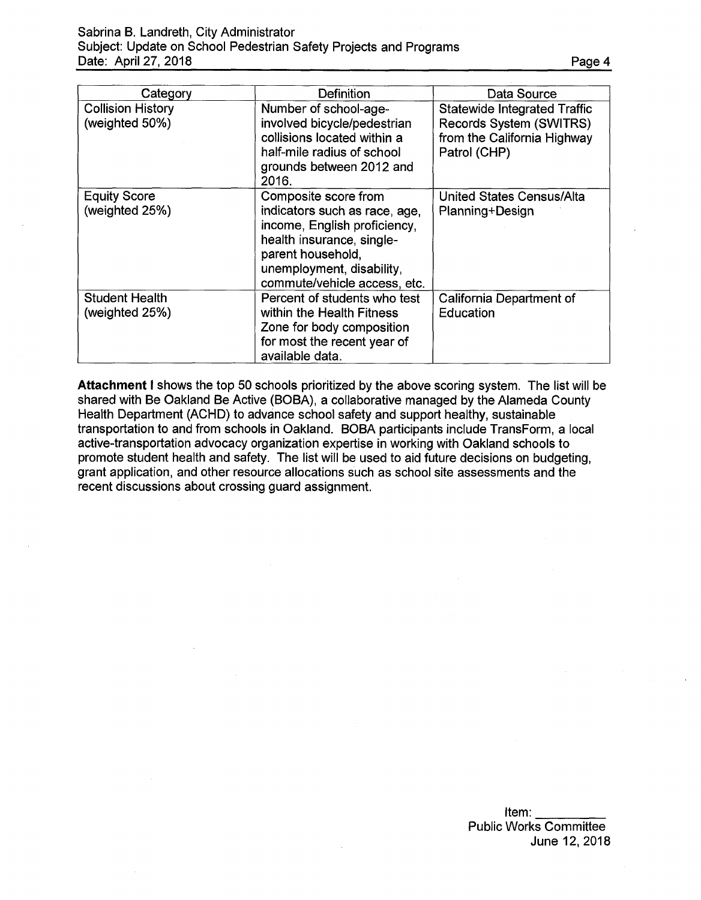| Category | Definition | Data Source |
|---|---|---|
| Collision History (weighted 50%) | Number of school-age-involved bicycle/pedestrian collisions located within a half-mile radius of school grounds between 2012 and 2016. | Statewide Integrated Traffic Records System (SWITRS) from the California Highway Patrol (CHP) |
| Equity Score (weighted 25%) | Composite score from indicators such as race, age, income, English proficiency, health insurance, single-parent household, unemployment, disability, commute/vehicle access, etc. | United States Census/Alta Planning+Design |
| Student Health (weighted 25%) | Percent of students who test within the Health Fitness Zone for body composition for most the recent year of available data. | California Department of Education |

**Attachment I** shows the top 50 schools prioritized by the above scoring system. The list will be shared with Be Oakland Be Active (BOBA), a collaborative managed by the Alameda County Health Department (ACHD) to advance school safety and support healthy, sustainable transportation to and from schools in Oakland. BOBA participants include TransForm, a local active-transportation advocacy organization expertise in working with Oakland schools to promote student health and safety. The list will be used to aid future decisions on budgeting, grant application, and other resource allocations such as school site assessments and the recent discussions about crossing guard assignment.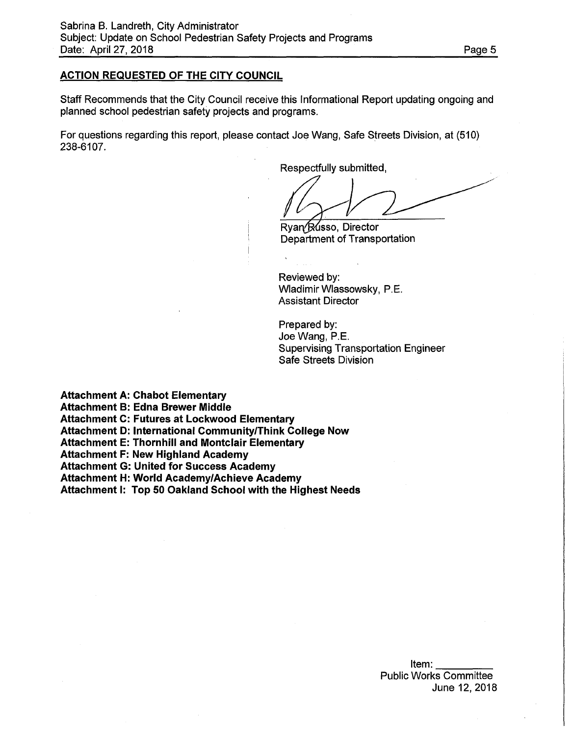## ACTION REQUESTED OF THE CITY COUNCIL

Staff Recommends that the City Council receive this Informational Report updating ongoing and planned school pedestrian safety projects and programs.

For questions regarding this report, please contact Joe Wang, Safe Streets Division, at (510) 238-6107.

Respectfully submitted,

Ryan Russo, Director
Department of Transportation

Reviewed by:
Wladimir Wlassowsky, P.E.
Assistant Director

Prepared by:
Joe Wang, P.E.
Supervising Transportation Engineer
Safe Streets Division

**Attachment A: Chabot Elementary**
**Attachment B: Edna Brewer Middle**
**Attachment C: Futures at Lockwood Elementary**
**Attachment D: International Community/Think College Now**
**Attachment E: Thornhill and Montclair Elementary**
**Attachment F: New Highland Academy**
**Attachment G: United for Success Academy**
**Attachment H: World Academy/Achieve Academy**
**Attachment I: Top 50 Oakland School with the Highest Needs**

Item: __________
Public Works Committee
June 12, 2018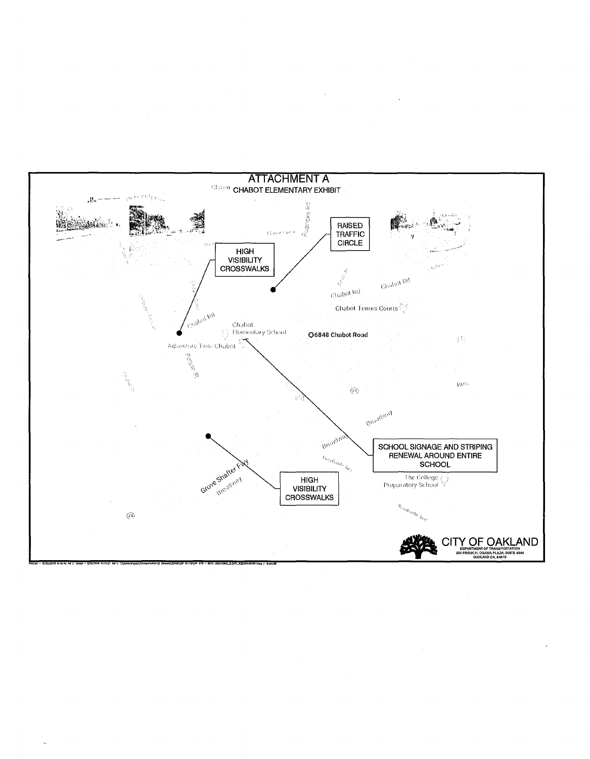# ATTACHMENT A

## CHABOT ELEMENTARY EXHIBIT

HIGH VISIBILITY CROSSWALKS

RAISED TRAFFIC CIRCLE

Chabot Rd

Chabot Tennis Courts

Chabot Elementary School

Adventure Time Chabot

O6848 Chabot Road

Patton St

Broadway

SCHOOL SIGNAGE AND STRIPING RENEWAL AROUND ENTIRE SCHOOL

Grove Shafter Fwy

HIGH VISIBILITY CROSSWALKS

The College Preparatory School

Broadside Ave

CITY OF OAKLAND
DEPARTMENT OF TRANSPORTATION
250 FRANK H. OGAWA PLAZA, SUITE 4344
OAKLAND CA, 94612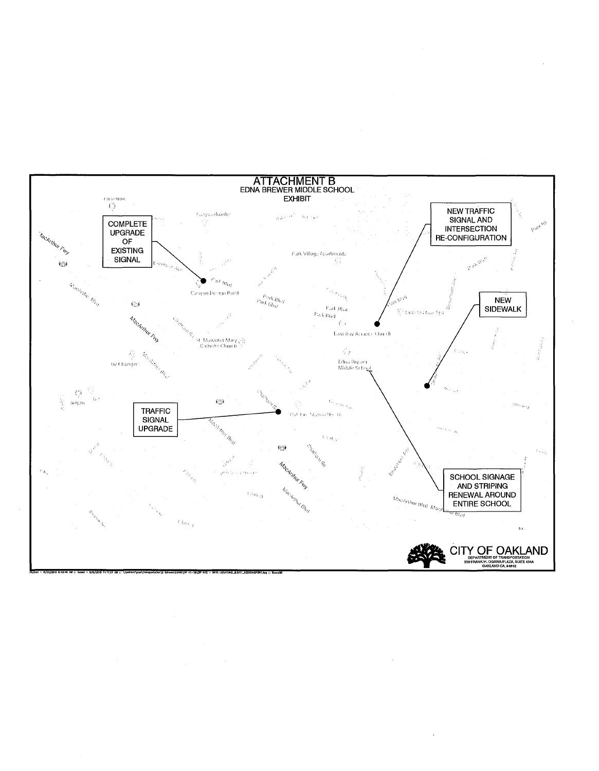# ATTACHMENT B

## EDNA BREWER MIDDLE SCHOOL EXHIBIT

COMPLETE UPGRADE OF EXISTING SIGNAL

NEW TRAFFIC SIGNAL AND INTERSECTION RE-CONFIGURATION

NEW SIDEWALK

TRAFFIC SIGNAL UPGRADE

SCHOOL SIGNAGE AND STRIPING RENEWAL AROUND ENTIRE SCHOOL

CITY OF OAKLAND
DEPARTMENT OF TRANSPORTATION
250 FRANK H. OGAWA PLAZA, SUITE 4344
OAKLAND CA, 94612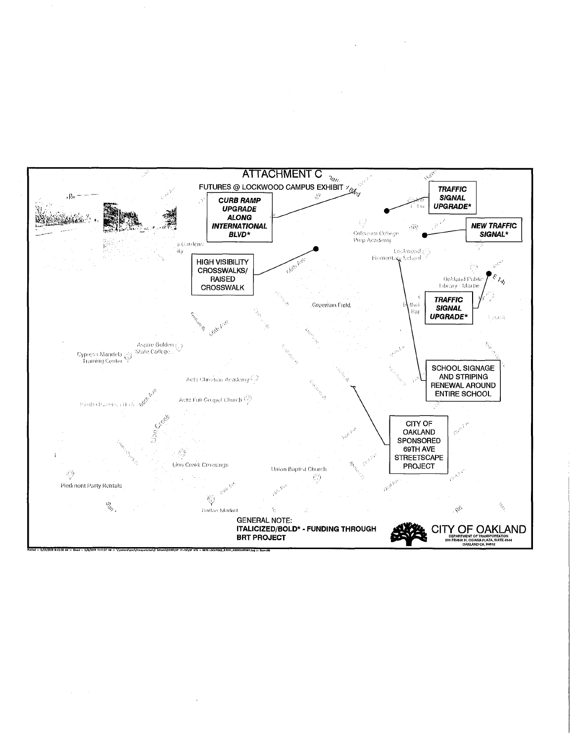# ATTACHMENT C

FUTURES @ LOCKWOOD CAMPUS EXHIBIT

***CURB RAMP UPGRADE ALONG INTERNATIONAL BLVD****

***TRAFFIC SIGNAL UPGRADE****

***NEW TRAFFIC SIGNAL****

HIGH VISIBILITY CROSSWALKS/ RAISED CROSSWALK

***TRAFFIC SIGNAL UPGRADE****

SCHOOL SIGNAGE AND STRIPING RENEWAL AROUND ENTIRE SCHOOL

CITY OF OAKLAND SPONSORED 69TH AVE STREETSCAPE PROJECT

Coliseum College Prep Academy

Lockwood Elementary School

Oakland Public Library - Martin

Greenman Field

Aspire Golden State College

Cypress Mandela Training Center

Acts Christian Academy

Acts Full Gospel Church

Lion Creek

Lion Creek Crossings

Union Baptist Church

Piedmont Party Rentals

Dallas Market

GENERAL NOTE:
**ITALICIZED/BOLD* - FUNDING THROUGH BRT PROJECT**

CITY OF OAKLAND
DEPARTMENT OF TRANSPORTATION
250 FRANK H. OGAWA PLAZA, SUITE 4344
OAKLAND CA, 94612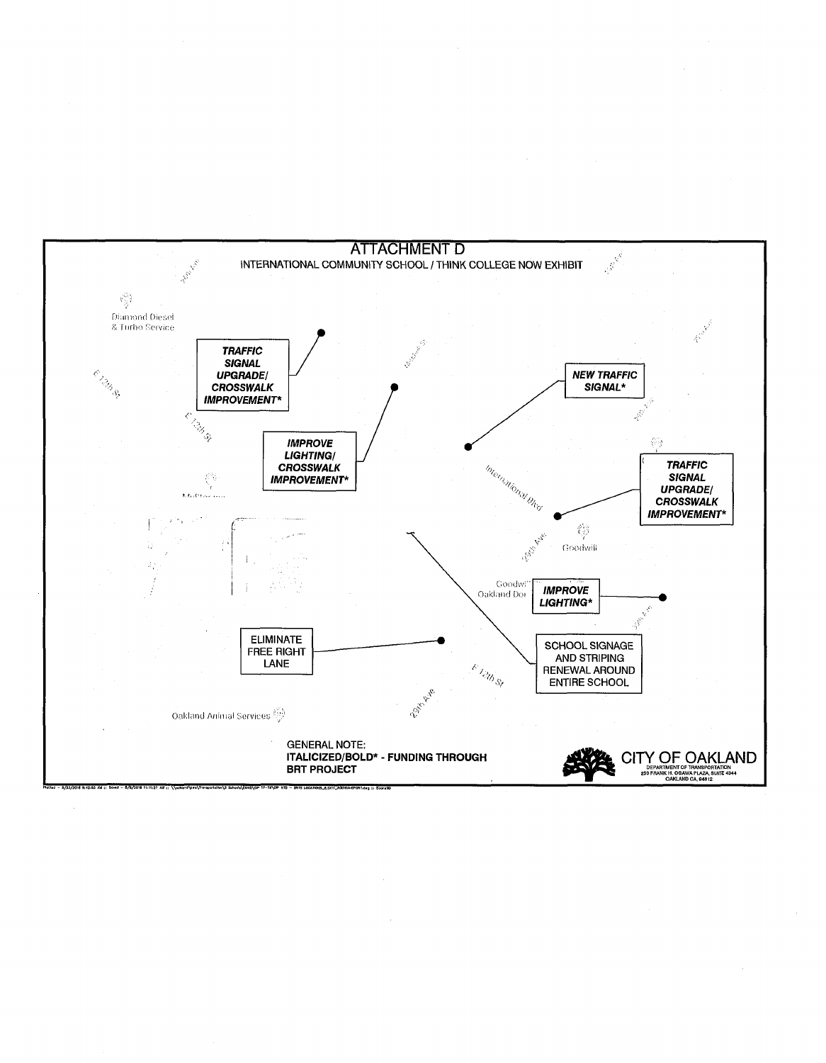# ATTACHMENT D

INTERNATIONAL COMMUNITY SCHOOL / THINK COLLEGE NOW EXHIBIT

***TRAFFIC SIGNAL UPGRADE/ CROSSWALK IMPROVEMENT****

***IMPROVE LIGHTING/ CROSSWALK IMPROVEMENT****

***NEW TRAFFIC SIGNAL****

***TRAFFIC SIGNAL UPGRADE/ CROSSWALK IMPROVEMENT****

***IMPROVE LIGHTING****

ELIMINATE FREE RIGHT LANE

SCHOOL SIGNAGE AND STRIPING RENEWAL AROUND ENTIRE SCHOOL

Diamond Diesel & Turbo Service

E 12th St

E 12th St

International Blvd

29th Ave

Goodwill

Goodwill Oakland Dor

E 12th St

29th Ave

Oakland Animal Services

GENERAL NOTE:
**ITALICIZED/BOLD* - FUNDING THROUGH BRT PROJECT**

CITY OF OAKLAND
DEPARTMENT OF TRANSPORTATION
250 FRANK H. OGAWA PLAZA, SUITE 4344
OAKLAND CA, 94612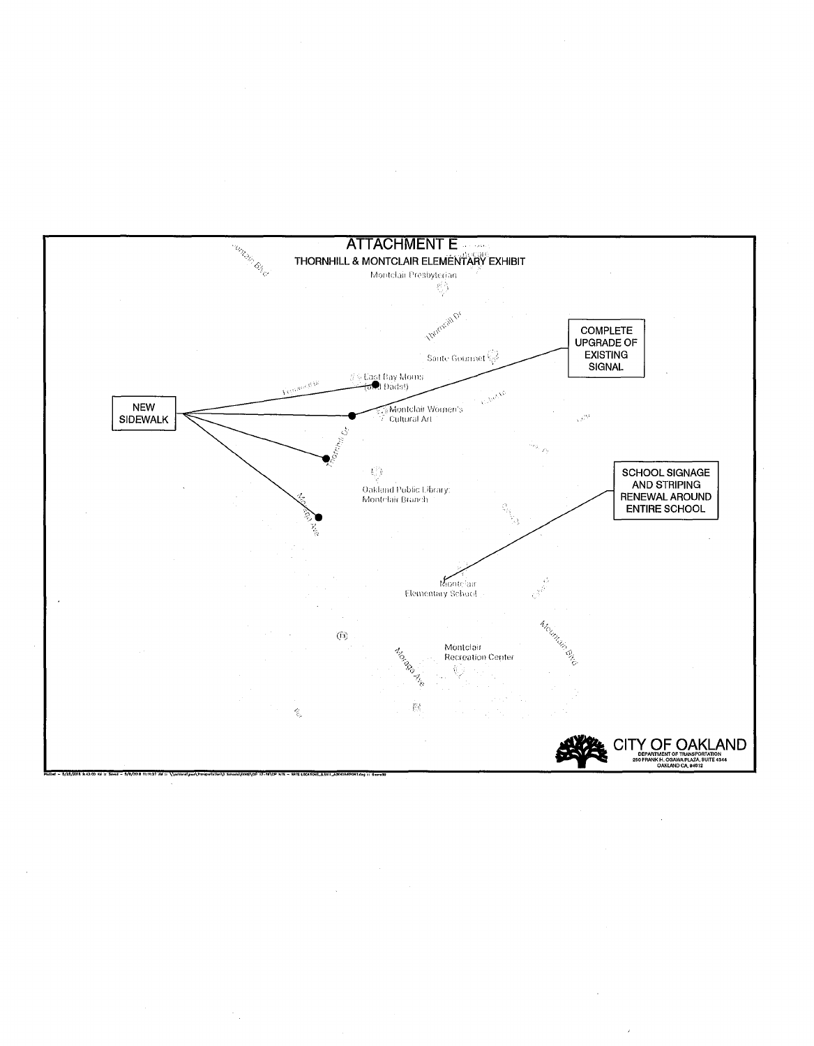# ATTACHMENT E

## THORNHILL & MONTCLAIR ELEMENTARY EXHIBIT

NEW SIDEWALK

COMPLETE UPGRADE OF EXISTING SIGNAL

SCHOOL SIGNAGE AND STRIPING RENEWAL AROUND ENTIRE SCHOOL

Montclair Presbyterian

Thornhill Dr

Sante Gourmet

East Bay Moms (and Dads!)

Montclair Women's Cultural Art

Oakland Public Library: Montclair Branch

Montclair Elementary School

Montclair Recreation Center

Moraga Ave

Mountain Blvd

CITY OF OAKLAND
DEPARTMENT OF TRANSPORTATION
250 FRANK H. OGAWA PLAZA, SUITE 4344
OAKLAND CA, 94612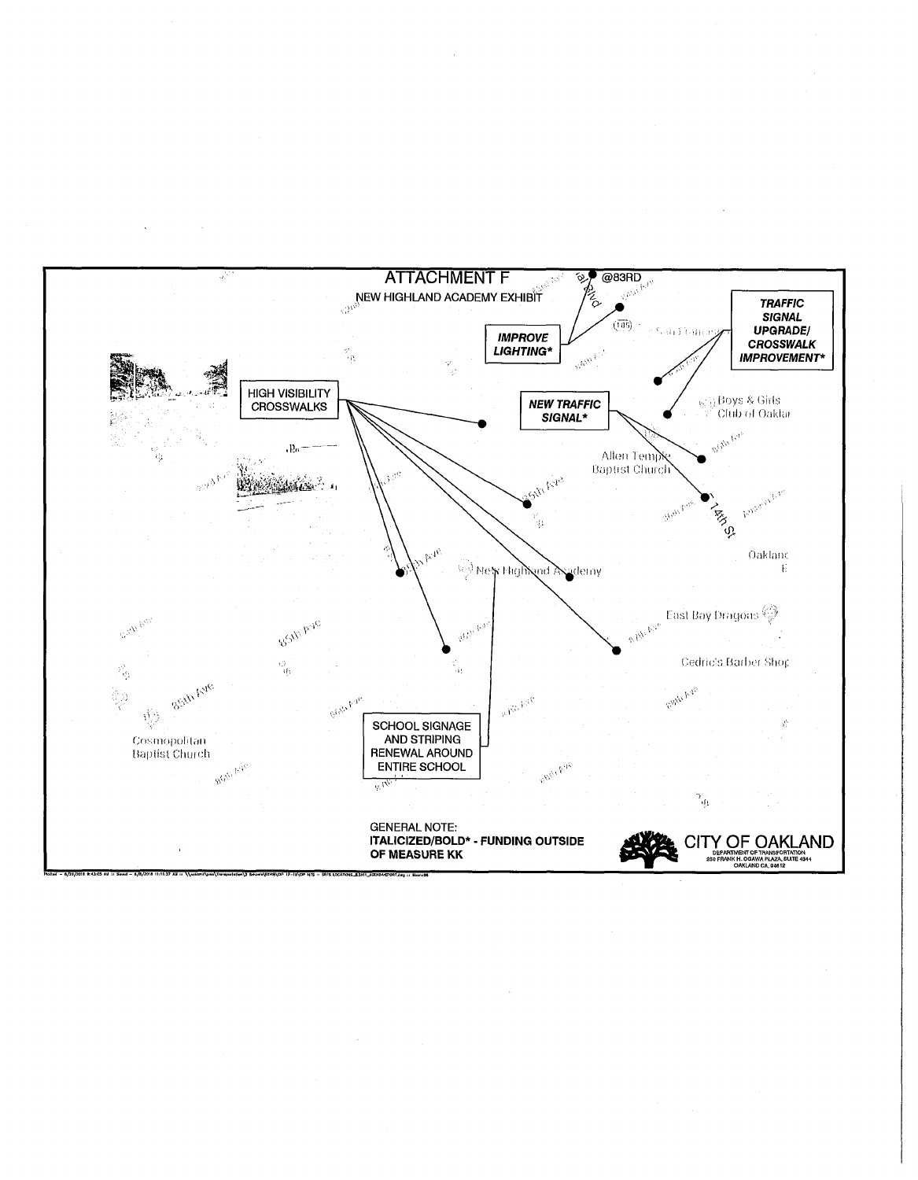# ATTACHMENT F

NEW HIGHLAND ACADEMY EXHIBIT

@83RD

***IMPROVE LIGHTING****

***TRAFFIC SIGNAL UPGRADE/ CROSSWALK IMPROVEMENT****

HIGH VISIBILITY CROSSWALKS

***NEW TRAFFIC SIGNAL****

Boys & Girls Club of Oaklar

Allen Temple Baptist Church

14th St

New Highland Academy

East Bay Dragons

Cedric's Barber Shop

85th Ave

Cosmopolitan Baptist Church

SCHOOL SIGNAGE AND STRIPING RENEWAL AROUND ENTIRE SCHOOL

GENERAL NOTE:
**ITALICIZED/BOLD* - FUNDING OUTSIDE OF MEASURE KK**

CITY OF OAKLAND
DEPARTMENT OF TRANSPORTATION
250 FRANK H. OGAWA PLAZA, SUITE 4344
OAKLAND CA, 94612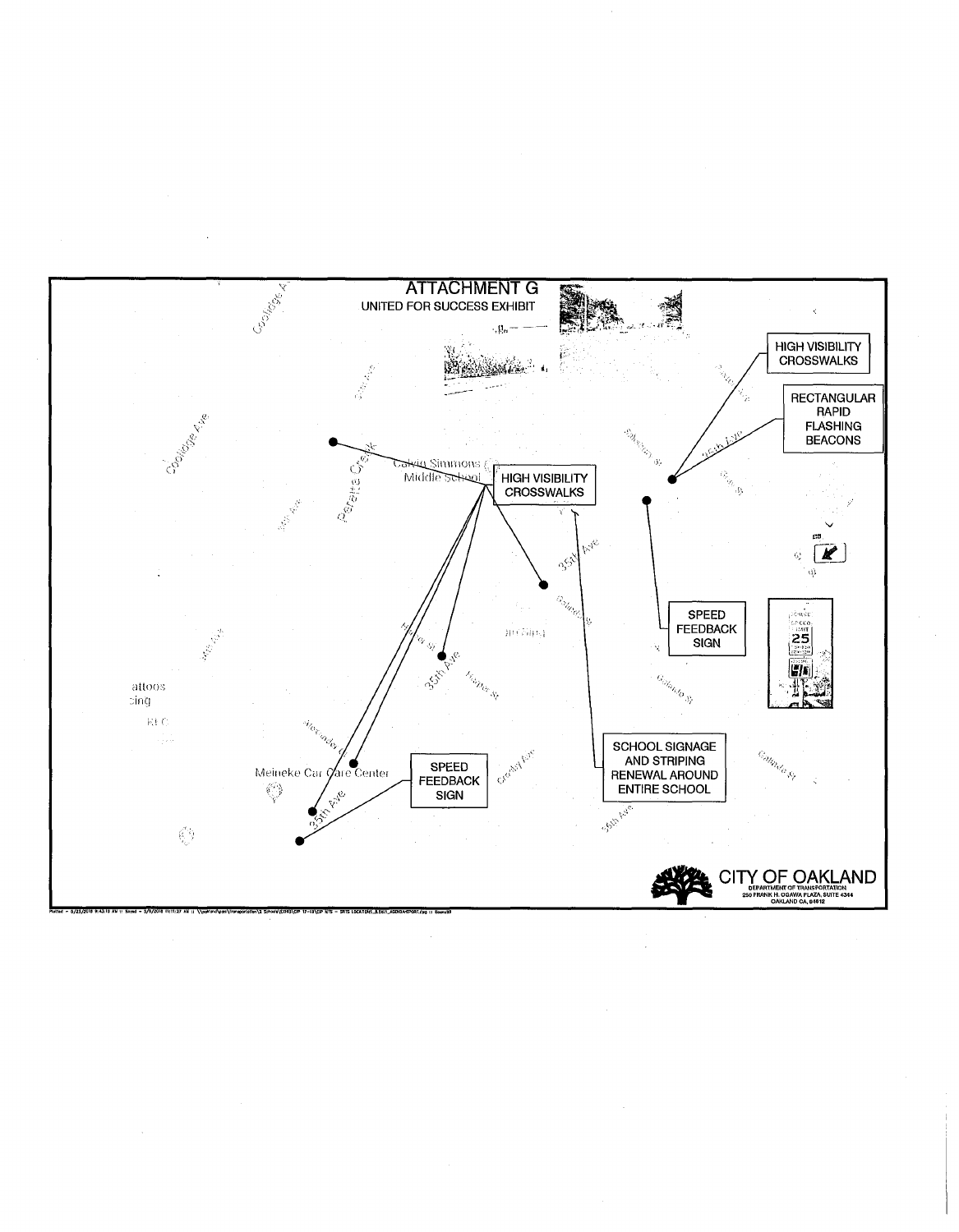# ATTACHMENT G

UNITED FOR SUCCESS EXHIBIT

HIGH VISIBILITY CROSSWALKS

RECTANGULAR RAPID FLASHING BEACONS

HIGH VISIBILITY CROSSWALKS

SPEED FEEDBACK SIGN

SPEED FEEDBACK SIGN

SCHOOL SIGNAGE AND STRIPING RENEWAL AROUND ENTIRE SCHOOL

CITY OF OAKLAND
DEPARTMENT OF TRANSPORTATION
250 FRANK H. OGAWA PLAZA, SUITE 4344
OAKLAND CA, 94612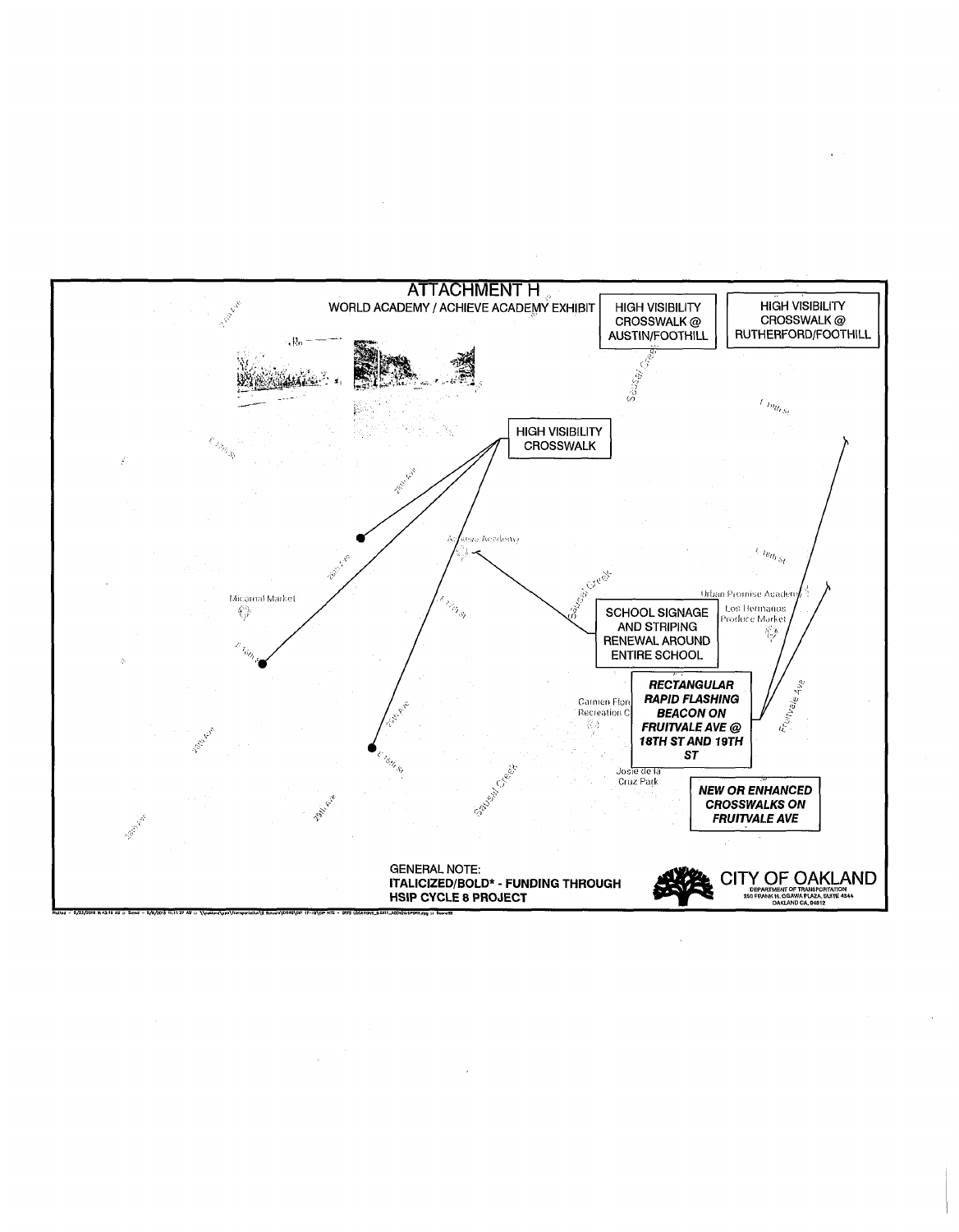# ATTACHMENT H

WORLD ACADEMY / ACHIEVE ACADEMY EXHIBIT

HIGH VISIBILITY CROSSWALK @ AUSTIN/FOOTHILL

HIGH VISIBILITY CROSSWALK @ RUTHERFORD/FOOTHILL

HIGH VISIBILITY CROSSWALK

SCHOOL SIGNAGE AND STRIPING RENEWAL AROUND ENTIRE SCHOOL

***RECTANGULAR RAPID FLASHING BEACON ON FRUITVALE AVE @ 18TH ST AND 19TH ST***

***NEW OR ENHANCED CROSSWALKS ON FRUITVALE AVE***

GENERAL NOTE:
**ITALICIZED/BOLD* - FUNDING THROUGH HSIP CYCLE 8 PROJECT**

CITY OF OAKLAND
DEPARTMENT OF TRANSPORTATION
250 FRANK H. OGAWA PLAZA, SUITE 4344
OAKLAND CA, 94612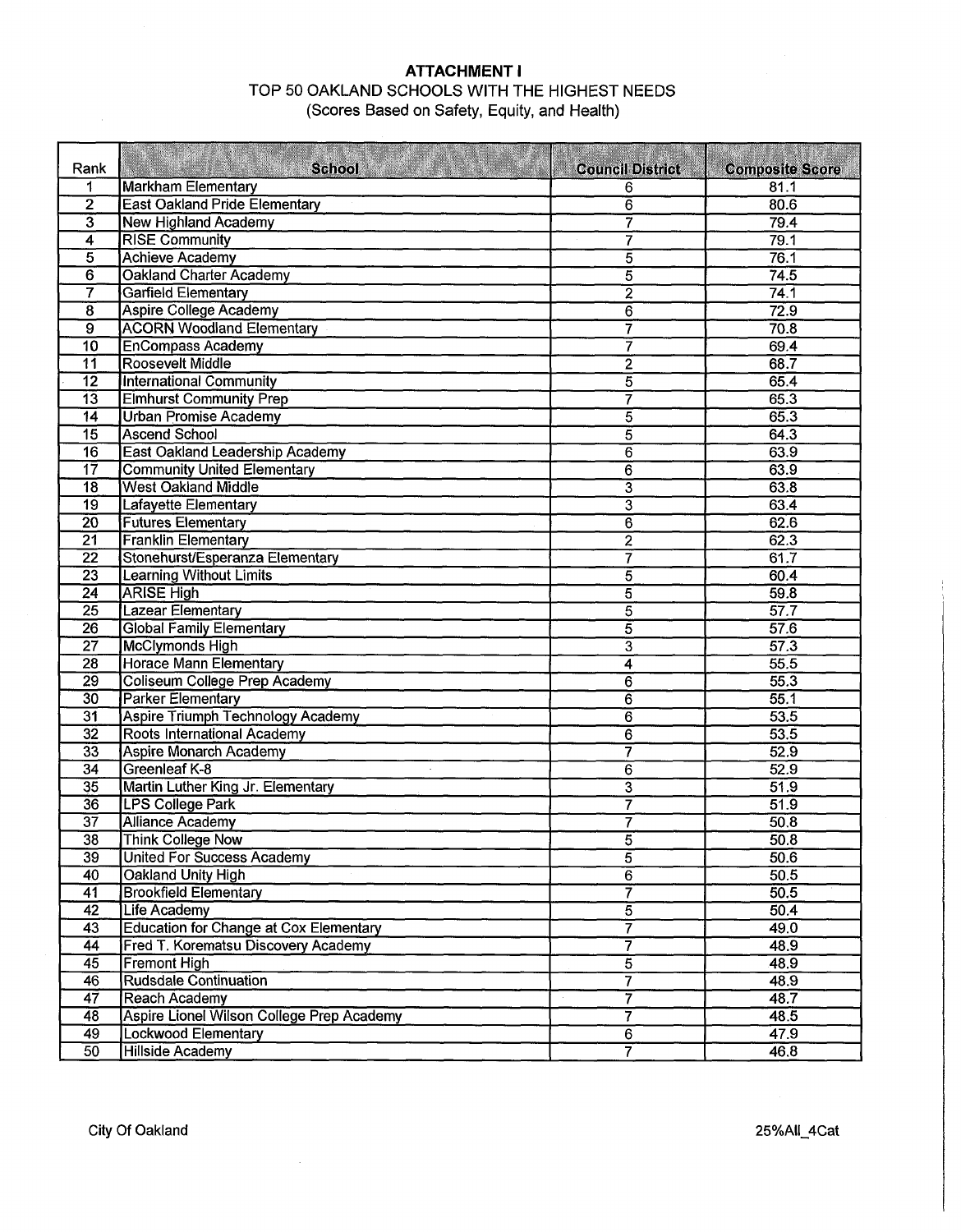**ATTACHMENT I**

TOP 50 OAKLAND SCHOOLS WITH THE HIGHEST NEEDS
(Scores Based on Safety, Equity, and Health)

| Rank | School | Council District | Composite Score |
|---|---|---|---|
| 1 | Markham Elementary | 6 | 81.1 |
| 2 | East Oakland Pride Elementary | 6 | 80.6 |
| 3 | New Highland Academy | 7 | 79.4 |
| 4 | RISE Community | 7 | 79.1 |
| 5 | Achieve Academy | 5 | 76.1 |
| 6 | Oakland Charter Academy | 5 | 74.5 |
| 7 | Garfield Elementary | 2 | 74.1 |
| 8 | Aspire College Academy | 6 | 72.9 |
| 9 | ACORN Woodland Elementary | 7 | 70.8 |
| 10 | EnCompass Academy | 7 | 69.4 |
| 11 | Roosevelt Middle | 2 | 68.7 |
| 12 | International Community | 5 | 65.4 |
| 13 | Elmhurst Community Prep | 7 | 65.3 |
| 14 | Urban Promise Academy | 5 | 65.3 |
| 15 | Ascend School | 5 | 64.3 |
| 16 | East Oakland Leadership Academy | 6 | 63.9 |
| 17 | Community United Elementary | 6 | 63.9 |
| 18 | West Oakland Middle | 3 | 63.8 |
| 19 | Lafayette Elementary | 3 | 63.4 |
| 20 | Futures Elementary | 6 | 62.6 |
| 21 | Franklin Elementary | 2 | 62.3 |
| 22 | Stonehurst/Esperanza Elementary | 7 | 61.7 |
| 23 | Learning Without Limits | 5 | 60.4 |
| 24 | ARISE High | 5 | 59.8 |
| 25 | Lazear Elementary | 5 | 57.7 |
| 26 | Global Family Elementary | 5 | 57.6 |
| 27 | McClymonds High | 3 | 57.3 |
| 28 | Horace Mann Elementary | 4 | 55.5 |
| 29 | Coliseum College Prep Academy | 6 | 55.3 |
| 30 | Parker Elementary | 6 | 55.1 |
| 31 | Aspire Triumph Technology Academy | 6 | 53.5 |
| 32 | Roots International Academy | 6 | 53.5 |
| 33 | Aspire Monarch Academy | 7 | 52.9 |
| 34 | Greenleaf K-8 | 6 | 52.9 |
| 35 | Martin Luther King Jr. Elementary | 3 | 51.9 |
| 36 | LPS College Park | 7 | 51.9 |
| 37 | Alliance Academy | 7 | 50.8 |
| 38 | Think College Now | 5 | 50.8 |
| 39 | United For Success Academy | 5 | 50.6 |
| 40 | Oakland Unity High | 6 | 50.5 |
| 41 | Brookfield Elementary | 7 | 50.5 |
| 42 | Life Academy | 5 | 50.4 |
| 43 | Education for Change at Cox Elementary | 7 | 49.0 |
| 44 | Fred T. Korematsu Discovery Academy | 7 | 48.9 |
| 45 | Fremont High | 5 | 48.9 |
| 46 | Rudsdale Continuation | 7 | 48.9 |
| 47 | Reach Academy | 7 | 48.7 |
| 48 | Aspire Lionel Wilson College Prep Academy | 7 | 48.5 |
| 49 | Lockwood Elementary | 6 | 47.9 |
| 50 | Hillside Academy | 7 | 46.8 |

City Of Oakland

25%All_4Cat